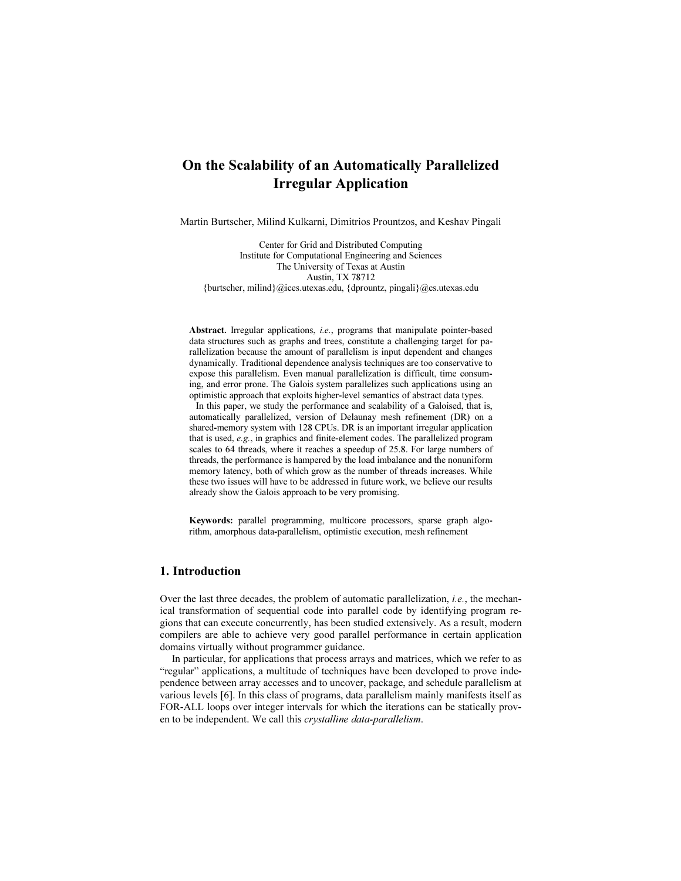# On the Scalability of an Automatically Parallelized Irregular Application

Martin Burtscher, Milind Kulkarni, Dimitrios Prountzos, and Keshav Pingali

Center for Grid and Distributed Computing
Institute for Computational Engineering and Sciences
The University of Texas at Austin
Austin, TX 78712
{burtscher, milind}@ices.utexas.edu, {dprountz, pingali}@cs.utexas.edu

**Abstract.** Irregular applications, *i.e.*, programs that manipulate pointer-based data structures such as graphs and trees, constitute a challenging target for parallelization because the amount of parallelism is input dependent and changes dynamically. Traditional dependence analysis techniques are too conservative to expose this parallelism. Even manual parallelization is difficult, time consuming, and error prone. The Galois system parallelizes such applications using an optimistic approach that exploits higher-level semantics of abstract data types.

In this paper, we study the performance and scalability of a Galoised, that is, automatically parallelized, version of Delaunay mesh refinement (DR) on a shared-memory system with 128 CPUs. DR is an important irregular application that is used, *e.g.*, in graphics and finite-element codes. The parallelized program scales to 64 threads, where it reaches a speedup of 25.8. For large numbers of threads, the performance is hampered by the load imbalance and the nonuniform memory latency, both of which grow as the number of threads increases. While these two issues will have to be addressed in future work, we believe our results already show the Galois approach to be very promising.

**Keywords:** parallel programming, multicore processors, sparse graph algorithm, amorphous data-parallelism, optimistic execution, mesh refinement

## 1. Introduction

Over the last three decades, the problem of automatic parallelization, *i.e.*, the mechanical transformation of sequential code into parallel code by identifying program regions that can execute concurrently, has been studied extensively. As a result, modern compilers are able to achieve very good parallel performance in certain application domains virtually without programmer guidance.

In particular, for applications that process arrays and matrices, which we refer to as "regular" applications, a multitude of techniques have been developed to prove independence between array accesses and to uncover, package, and schedule parallelism at various levels [6]. In this class of programs, data parallelism mainly manifests itself as FOR-ALL loops over integer intervals for which the iterations can be statically proven to be independent. We call this *crystalline data-parallelism*.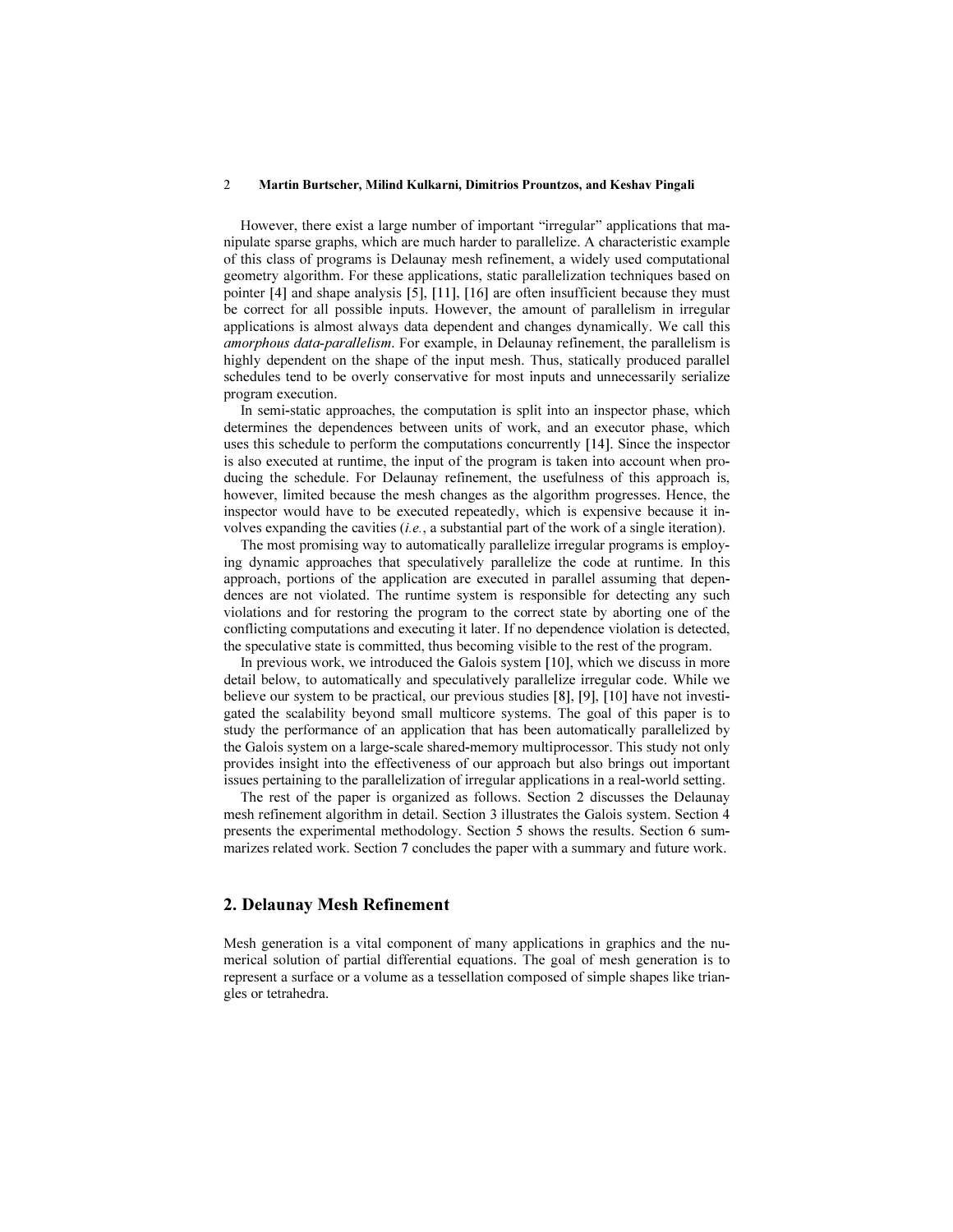However, there exist a large number of important "irregular" applications that manipulate sparse graphs, which are much harder to parallelize. A characteristic example of this class of programs is Delaunay mesh refinement, a widely used computational geometry algorithm. For these applications, static parallelization techniques based on pointer [4] and shape analysis [5], [11], [16] are often insufficient because they must be correct for all possible inputs. However, the amount of parallelism in irregular applications is almost always data dependent and changes dynamically. We call this *amorphous data-parallelism*. For example, in Delaunay refinement, the parallelism is highly dependent on the shape of the input mesh. Thus, statically produced parallel schedules tend to be overly conservative for most inputs and unnecessarily serialize program execution.

In semi-static approaches, the computation is split into an inspector phase, which determines the dependences between units of work, and an executor phase, which uses this schedule to perform the computations concurrently [14]. Since the inspector is also executed at runtime, the input of the program is taken into account when producing the schedule. For Delaunay refinement, the usefulness of this approach is, however, limited because the mesh changes as the algorithm progresses. Hence, the inspector would have to be executed repeatedly, which is expensive because it involves expanding the cavities (*i.e.*, a substantial part of the work of a single iteration).

The most promising way to automatically parallelize irregular programs is employing dynamic approaches that speculatively parallelize the code at runtime. In this approach, portions of the application are executed in parallel assuming that dependences are not violated. The runtime system is responsible for detecting any such violations and for restoring the program to the correct state by aborting one of the conflicting computations and executing it later. If no dependence violation is detected, the speculative state is committed, thus becoming visible to the rest of the program.

In previous work, we introduced the Galois system [10], which we discuss in more detail below, to automatically and speculatively parallelize irregular code. While we believe our system to be practical, our previous studies [8], [9], [10] have not investigated the scalability beyond small multicore systems. The goal of this paper is to study the performance of an application that has been automatically parallelized by the Galois system on a large-scale shared-memory multiprocessor. This study not only provides insight into the effectiveness of our approach but also brings out important issues pertaining to the parallelization of irregular applications in a real-world setting.

The rest of the paper is organized as follows. Section 2 discusses the Delaunay mesh refinement algorithm in detail. Section 3 illustrates the Galois system. Section 4 presents the experimental methodology. Section 5 shows the results. Section 6 summarizes related work. Section 7 concludes the paper with a summary and future work.

## 2. Delaunay Mesh Refinement

Mesh generation is a vital component of many applications in graphics and the numerical solution of partial differential equations. The goal of mesh generation is to represent a surface or a volume as a tessellation composed of simple shapes like triangles or tetrahedra.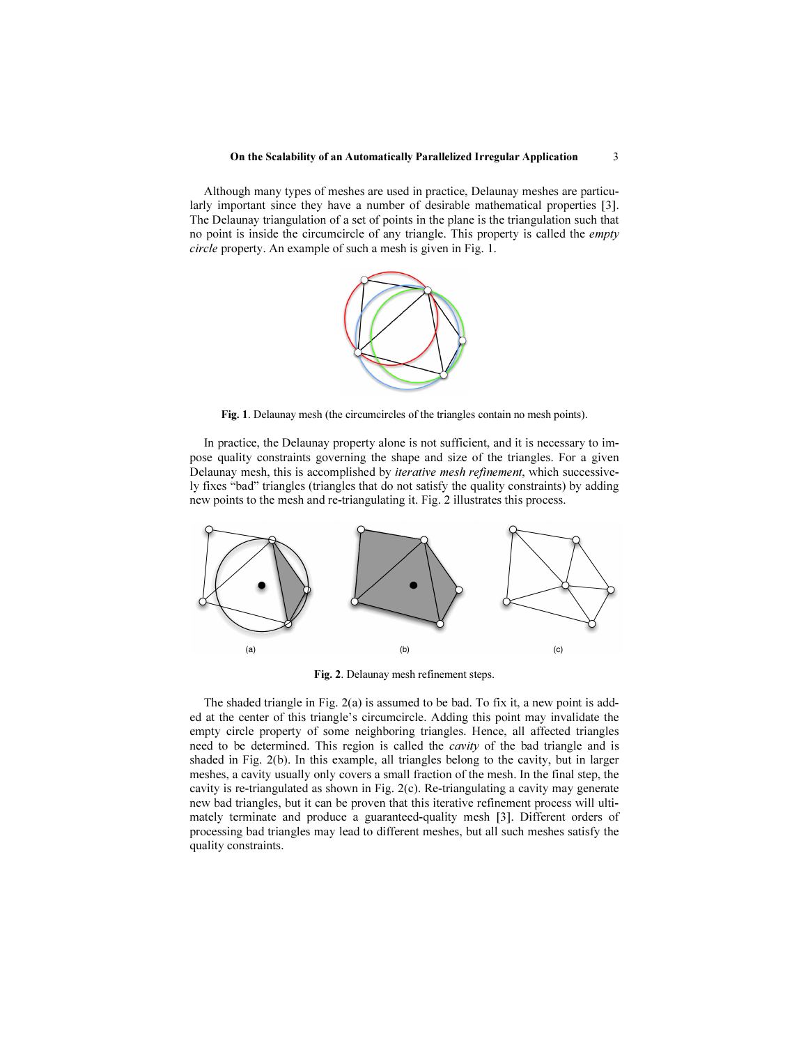Although many types of meshes are used in practice, Delaunay meshes are particularly important since they have a number of desirable mathematical properties [3]. The Delaunay triangulation of a set of points in the plane is the triangulation such that no point is inside the circumcircle of any triangle. This property is called the *empty circle* property. An example of such a mesh is given in Fig. 1.

**Fig. 1**. Delaunay mesh (the circumcircles of the triangles contain no mesh points).

In practice, the Delaunay property alone is not sufficient, and it is necessary to impose quality constraints governing the shape and size of the triangles. For a given Delaunay mesh, this is accomplished by *iterative mesh refinement*, which successively fixes "bad" triangles (triangles that do not satisfy the quality constraints) by adding new points to the mesh and re-triangulating it. Fig. 2 illustrates this process.

(a) (b) (c)

**Fig. 2**. Delaunay mesh refinement steps.

The shaded triangle in Fig. 2(a) is assumed to be bad. To fix it, a new point is added at the center of this triangle's circumcircle. Adding this point may invalidate the empty circle property of some neighboring triangles. Hence, all affected triangles need to be determined. This region is called the *cavity* of the bad triangle and is shaded in Fig. 2(b). In this example, all triangles belong to the cavity, but in larger meshes, a cavity usually only covers a small fraction of the mesh. In the final step, the cavity is re-triangulated as shown in Fig. 2(c). Re-triangulating a cavity may generate new bad triangles, but it can be proven that this iterative refinement process will ultimately terminate and produce a guaranteed-quality mesh [3]. Different orders of processing bad triangles may lead to different meshes, but all such meshes satisfy the quality constraints.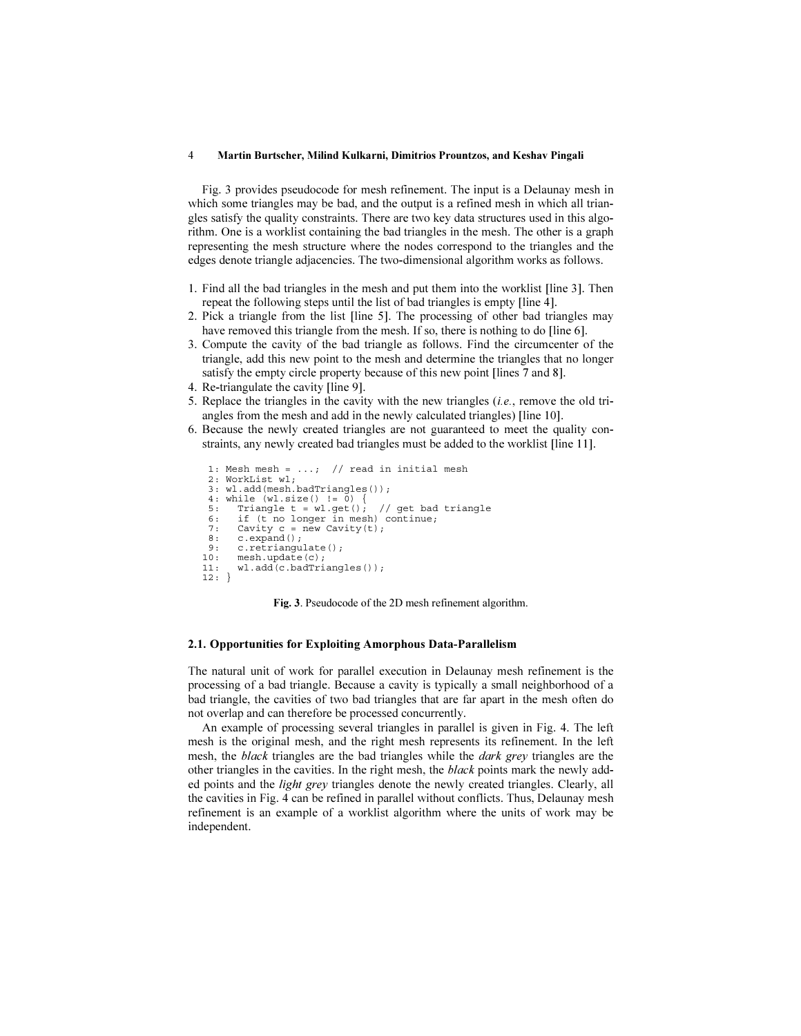Fig. 3 provides pseudocode for mesh refinement. The input is a Delaunay mesh in which some triangles may be bad, and the output is a refined mesh in which all triangles satisfy the quality constraints. There are two key data structures used in this algorithm. One is a worklist containing the bad triangles in the mesh. The other is a graph representing the mesh structure where the nodes correspond to the triangles and the edges denote triangle adjacencies. The two-dimensional algorithm works as follows.

1. Find all the bad triangles in the mesh and put them into the worklist [line 3]. Then repeat the following steps until the list of bad triangles is empty [line 4].
2. Pick a triangle from the list [line 5]. The processing of other bad triangles may have removed this triangle from the mesh. If so, there is nothing to do [line 6].
3. Compute the cavity of the bad triangle as follows. Find the circumcenter of the triangle, add this new point to the mesh and determine the triangles that no longer satisfy the empty circle property because of this new point [lines 7 and 8].
4. Re-triangulate the cavity [line 9].
5. Replace the triangles in the cavity with the new triangles (*i.e.*, remove the old triangles from the mesh and add in the newly calculated triangles) [line 10].
6. Because the newly created triangles are not guaranteed to meet the quality constraints, any newly created bad triangles must be added to the worklist [line 11].

```
 1: Mesh mesh = ...;  // read in initial mesh
 2: WorkList wl;
 3: wl.add(mesh.badTriangles());
 4: while (wl.size() != 0) {
 5:   Triangle t = wl.get();  // get bad triangle
 6:   if (t no longer in mesh) continue;
 7:   Cavity c = new Cavity(t);
 8:   c.expand();
 9:   c.retriangulate();
10:   mesh.update(c);
11:   wl.add(c.badTriangles());
12: }
```

**Fig. 3**. Pseudocode of the 2D mesh refinement algorithm.

### 2.1. Opportunities for Exploiting Amorphous Data-Parallelism

The natural unit of work for parallel execution in Delaunay mesh refinement is the processing of a bad triangle. Because a cavity is typically a small neighborhood of a bad triangle, the cavities of two bad triangles that are far apart in the mesh often do not overlap and can therefore be processed concurrently.

An example of processing several triangles in parallel is given in Fig. 4. The left mesh is the original mesh, and the right mesh represents its refinement. In the left mesh, the *black* triangles are the bad triangles while the *dark grey* triangles are the other triangles in the cavities. In the right mesh, the *black* points mark the newly added points and the *light grey* triangles denote the newly created triangles. Clearly, all the cavities in Fig. 4 can be refined in parallel without conflicts. Thus, Delaunay mesh refinement is an example of a worklist algorithm where the units of work may be independent.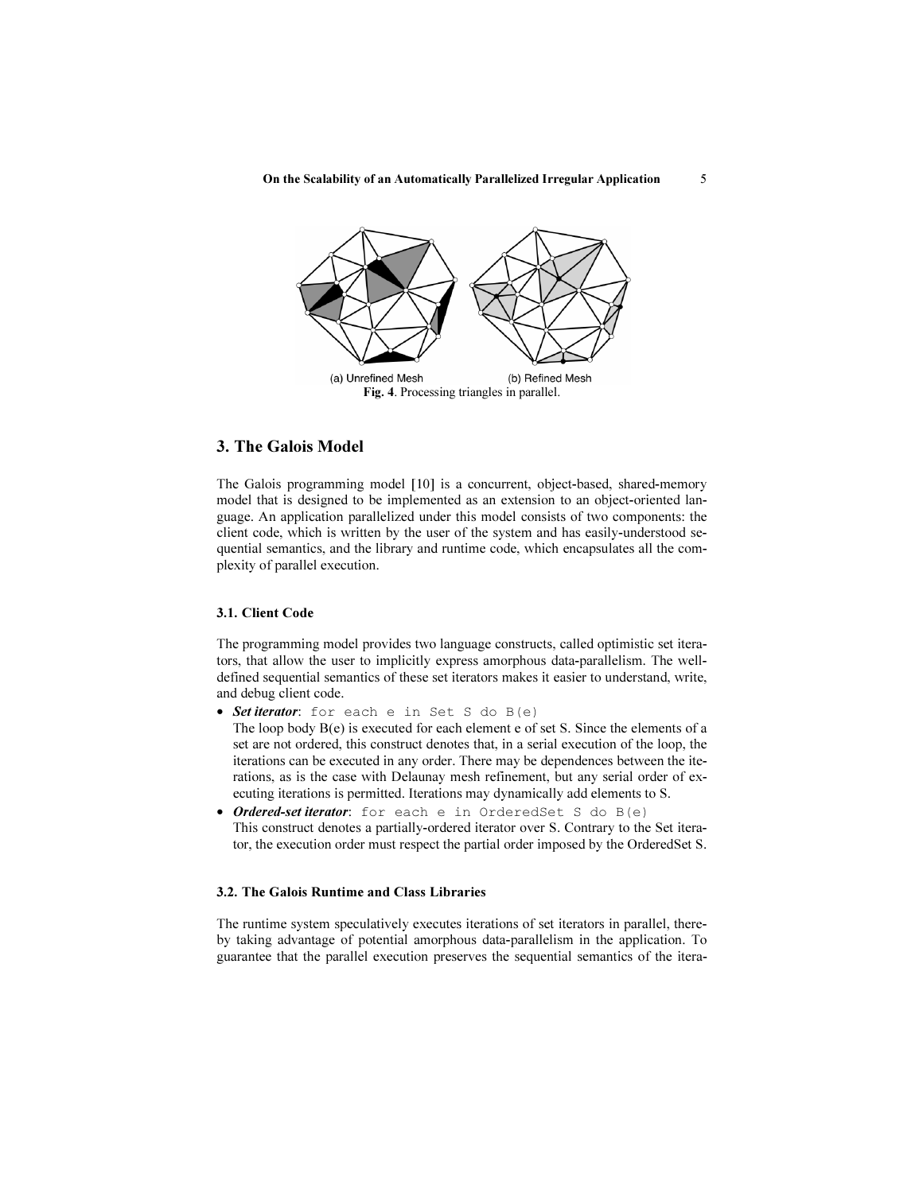(a) Unrefined Mesh (b) Refined Mesh

**Fig. 4**. Processing triangles in parallel.

## 3. The Galois Model

The Galois programming model [10] is a concurrent, object-based, shared-memory model that is designed to be implemented as an extension to an object-oriented language. An application parallelized under this model consists of two components: the client code, which is written by the user of the system and has easily-understood sequential semantics, and the library and runtime code, which encapsulates all the complexity of parallel execution.

### 3.1. Client Code

The programming model provides two language constructs, called optimistic set iterators, that allow the user to implicitly express amorphous data-parallelism. The well-defined sequential semantics of these set iterators makes it easier to understand, write, and debug client code.

- ***Set iterator***: `for each e in Set S do B(e)`
  The loop body B(e) is executed for each element e of set S. Since the elements of a set are not ordered, this construct denotes that, in a serial execution of the loop, the iterations can be executed in any order. There may be dependences between the iterations, as is the case with Delaunay mesh refinement, but any serial order of executing iterations is permitted. Iterations may dynamically add elements to S.
- ***Ordered-set iterator***: `for each e in OrderedSet S do B(e)`
  This construct denotes a partially-ordered iterator over S. Contrary to the Set iterator, the execution order must respect the partial order imposed by the OrderedSet S.

### 3.2. The Galois Runtime and Class Libraries

The runtime system speculatively executes iterations of set iterators in parallel, thereby taking advantage of potential amorphous data-parallelism in the application. To guarantee that the parallel execution preserves the sequential semantics of the itera-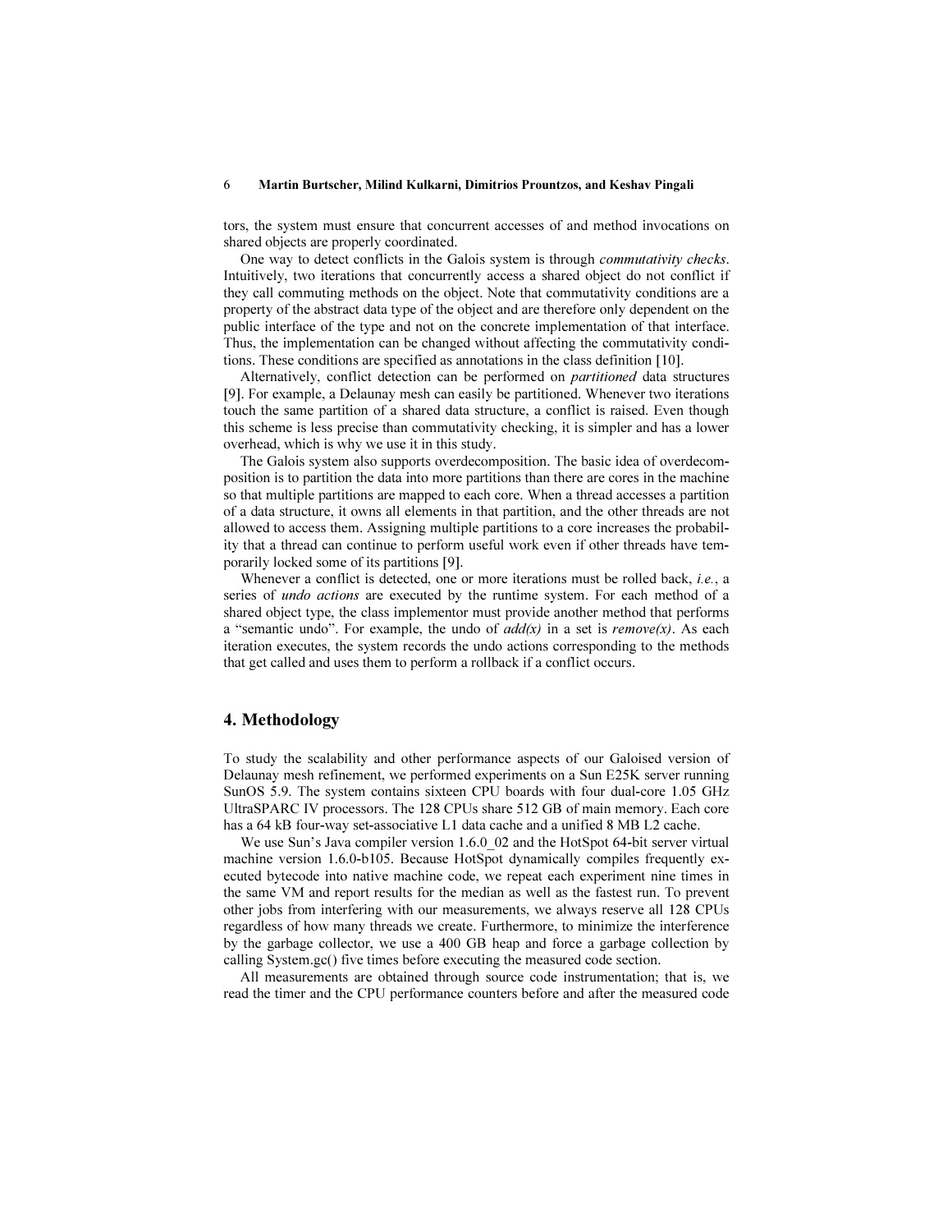tors, the system must ensure that concurrent accesses of and method invocations on shared objects are properly coordinated.

One way to detect conflicts in the Galois system is through *commutativity checks*. Intuitively, two iterations that concurrently access a shared object do not conflict if they call commuting methods on the object. Note that commutativity conditions are a property of the abstract data type of the object and are therefore only dependent on the public interface of the type and not on the concrete implementation of that interface. Thus, the implementation can be changed without affecting the commutativity conditions. These conditions are specified as annotations in the class definition [10].

Alternatively, conflict detection can be performed on *partitioned* data structures [9]. For example, a Delaunay mesh can easily be partitioned. Whenever two iterations touch the same partition of a shared data structure, a conflict is raised. Even though this scheme is less precise than commutativity checking, it is simpler and has a lower overhead, which is why we use it in this study.

The Galois system also supports overdecomposition. The basic idea of overdecomposition is to partition the data into more partitions than there are cores in the machine so that multiple partitions are mapped to each core. When a thread accesses a partition of a data structure, it owns all elements in that partition, and the other threads are not allowed to access them. Assigning multiple partitions to a core increases the probability that a thread can continue to perform useful work even if other threads have temporarily locked some of its partitions [9].

Whenever a conflict is detected, one or more iterations must be rolled back, *i.e.*, a series of *undo actions* are executed by the runtime system. For each method of a shared object type, the class implementor must provide another method that performs a "semantic undo". For example, the undo of *add(x)* in a set is *remove(x)*. As each iteration executes, the system records the undo actions corresponding to the methods that get called and uses them to perform a rollback if a conflict occurs.

## 4. Methodology

To study the scalability and other performance aspects of our Galoised version of Delaunay mesh refinement, we performed experiments on a Sun E25K server running SunOS 5.9. The system contains sixteen CPU boards with four dual-core 1.05 GHz UltraSPARC IV processors. The 128 CPUs share 512 GB of main memory. Each core has a 64 kB four-way set-associative L1 data cache and a unified 8 MB L2 cache.

We use Sun's Java compiler version 1.6.0_02 and the HotSpot 64-bit server virtual machine version 1.6.0-b105. Because HotSpot dynamically compiles frequently executed bytecode into native machine code, we repeat each experiment nine times in the same VM and report results for the median as well as the fastest run. To prevent other jobs from interfering with our measurements, we always reserve all 128 CPUs regardless of how many threads we create. Furthermore, to minimize the interference by the garbage collector, we use a 400 GB heap and force a garbage collection by calling System.gc() five times before executing the measured code section.

All measurements are obtained through source code instrumentation; that is, we read the timer and the CPU performance counters before and after the measured code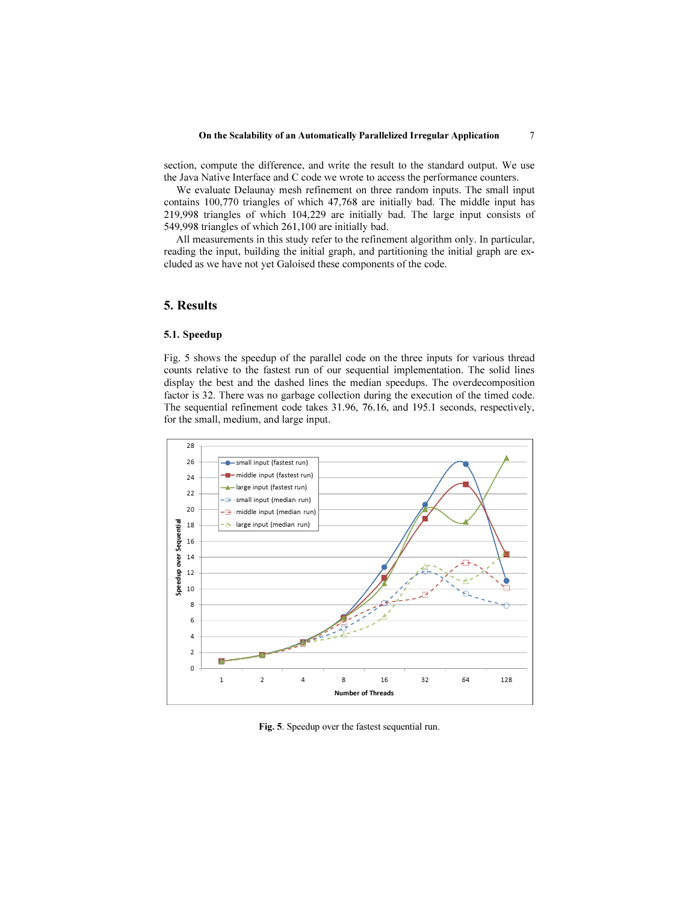section, compute the difference, and write the result to the standard output. We use the Java Native Interface and C code we wrote to access the performance counters.

We evaluate Delaunay mesh refinement on three random inputs. The small input contains 100,770 triangles of which 47,768 are initially bad. The middle input has 219,998 triangles of which 104,229 are initially bad. The large input consists of 549,998 triangles of which 261,100 are initially bad.

All measurements in this study refer to the refinement algorithm only. In particular, reading the input, building the initial graph, and partitioning the initial graph are excluded as we have not yet Galoised these components of the code.

## 5. Results

### 5.1. Speedup

Fig. 5 shows the speedup of the parallel code on the three inputs for various thread counts relative to the fastest run of our sequential implementation. The solid lines display the best and the dashed lines the median speedups. The overdecomposition factor is 32. There was no garbage collection during the execution of the timed code. The sequential refinement code takes 31.96, 76.16, and 195.1 seconds, respectively, for the small, medium, and large input.

**Fig. 5**. Speedup over the fastest sequential run.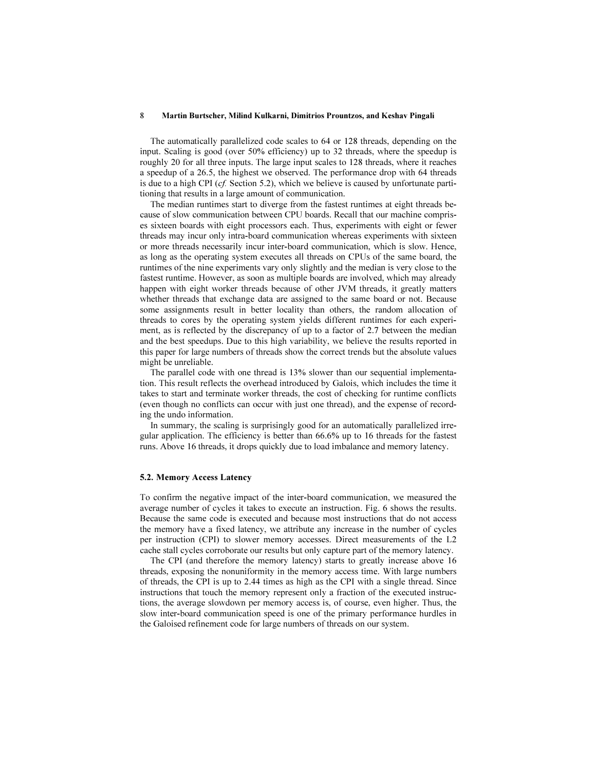The automatically parallelized code scales to 64 or 128 threads, depending on the input. Scaling is good (over 50% efficiency) up to 32 threads, where the speedup is roughly 20 for all three inputs. The large input scales to 128 threads, where it reaches a speedup of a 26.5, the highest we observed. The performance drop with 64 threads is due to a high CPI (*cf.* Section 5.2), which we believe is caused by unfortunate partitioning that results in a large amount of communication.

The median runtimes start to diverge from the fastest runtimes at eight threads because of slow communication between CPU boards. Recall that our machine comprises sixteen boards with eight processors each. Thus, experiments with eight or fewer threads may incur only intra-board communication whereas experiments with sixteen or more threads necessarily incur inter-board communication, which is slow. Hence, as long as the operating system executes all threads on CPUs of the same board, the runtimes of the nine experiments vary only slightly and the median is very close to the fastest runtime. However, as soon as multiple boards are involved, which may already happen with eight worker threads because of other JVM threads, it greatly matters whether threads that exchange data are assigned to the same board or not. Because some assignments result in better locality than others, the random allocation of threads to cores by the operating system yields different runtimes for each experiment, as is reflected by the discrepancy of up to a factor of 2.7 between the median and the best speedups. Due to this high variability, we believe the results reported in this paper for large numbers of threads show the correct trends but the absolute values might be unreliable.

The parallel code with one thread is 13% slower than our sequential implementation. This result reflects the overhead introduced by Galois, which includes the time it takes to start and terminate worker threads, the cost of checking for runtime conflicts (even though no conflicts can occur with just one thread), and the expense of recording the undo information.

In summary, the scaling is surprisingly good for an automatically parallelized irregular application. The efficiency is better than 66.6% up to 16 threads for the fastest runs. Above 16 threads, it drops quickly due to load imbalance and memory latency.

### 5.2. Memory Access Latency

To confirm the negative impact of the inter-board communication, we measured the average number of cycles it takes to execute an instruction. Fig. 6 shows the results. Because the same code is executed and because most instructions that do not access the memory have a fixed latency, we attribute any increase in the number of cycles per instruction (CPI) to slower memory accesses. Direct measurements of the L2 cache stall cycles corroborate our results but only capture part of the memory latency.

The CPI (and therefore the memory latency) starts to greatly increase above 16 threads, exposing the nonuniformity in the memory access time. With large numbers of threads, the CPI is up to 2.44 times as high as the CPI with a single thread. Since instructions that touch the memory represent only a fraction of the executed instructions, the average slowdown per memory access is, of course, even higher. Thus, the slow inter-board communication speed is one of the primary performance hurdles in the Galoised refinement code for large numbers of threads on our system.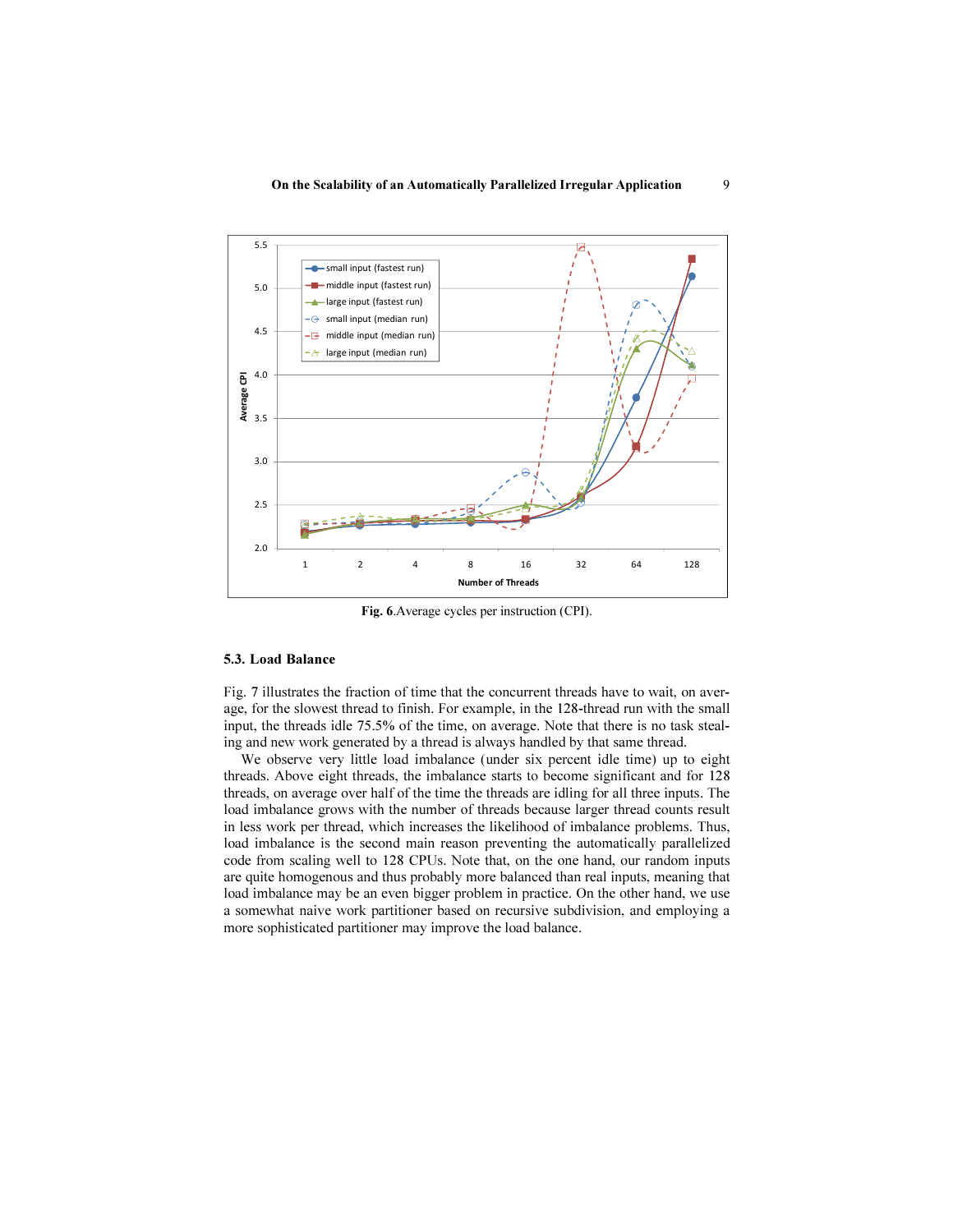**Fig. 6.** Average cycles per instruction (CPI).

### 5.3. Load Balance

Fig. 7 illustrates the fraction of time that the concurrent threads have to wait, on average, for the slowest thread to finish. For example, in the 128-thread run with the small input, the threads idle 75.5% of the time, on average. Note that there is no task stealing and new work generated by a thread is always handled by that same thread.

We observe very little load imbalance (under six percent idle time) up to eight threads. Above eight threads, the imbalance starts to become significant and for 128 threads, on average over half of the time the threads are idling for all three inputs. The load imbalance grows with the number of threads because larger thread counts result in less work per thread, which increases the likelihood of imbalance problems. Thus, load imbalance is the second main reason preventing the automatically parallelized code from scaling well to 128 CPUs. Note that, on the one hand, our random inputs are quite homogenous and thus probably more balanced than real inputs, meaning that load imbalance may be an even bigger problem in practice. On the other hand, we use a somewhat naive work partitioner based on recursive subdivision, and employing a more sophisticated partitioner may improve the load balance.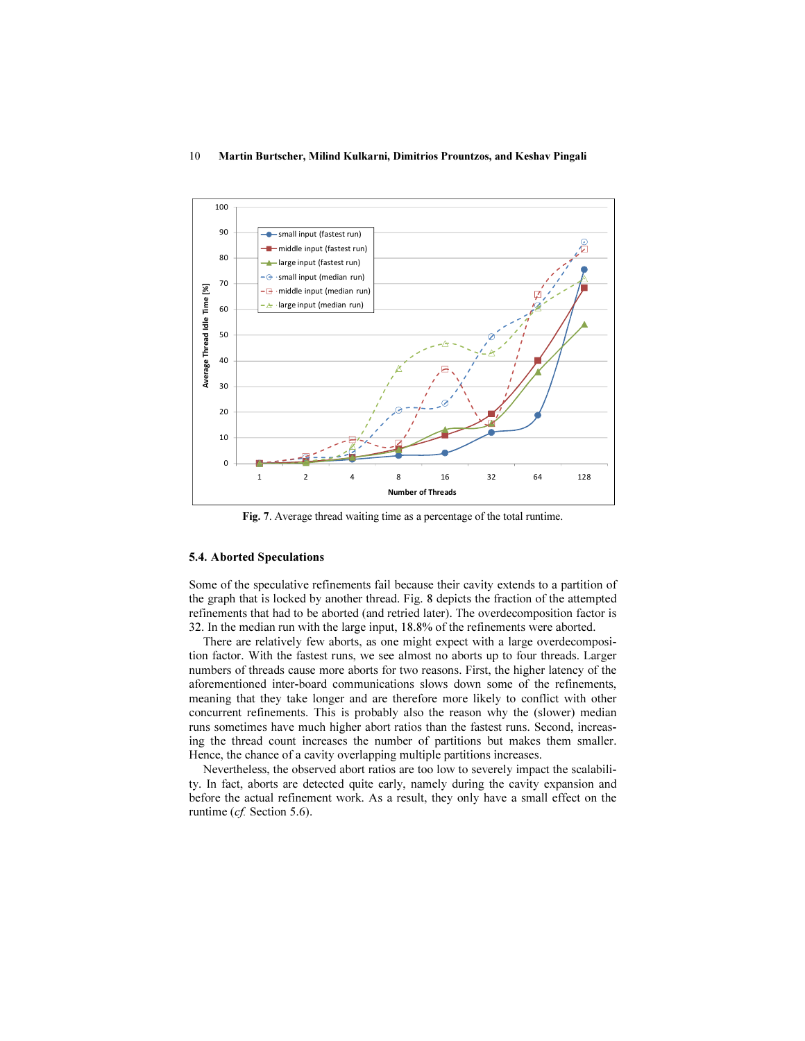**Fig. 7**. Average thread waiting time as a percentage of the total runtime.

### 5.4. Aborted Speculations

Some of the speculative refinements fail because their cavity extends to a partition of the graph that is locked by another thread. Fig. 8 depicts the fraction of the attempted refinements that had to be aborted (and retried later). The overdecomposition factor is 32. In the median run with the large input, 18.8% of the refinements were aborted.

There are relatively few aborts, as one might expect with a large overdecomposition factor. With the fastest runs, we see almost no aborts up to four threads. Larger numbers of threads cause more aborts for two reasons. First, the higher latency of the aforementioned inter-board communications slows down some of the refinements, meaning that they take longer and are therefore more likely to conflict with other concurrent refinements. This is probably also the reason why the (slower) median runs sometimes have much higher abort ratios than the fastest runs. Second, increasing the thread count increases the number of partitions but makes them smaller. Hence, the chance of a cavity overlapping multiple partitions increases.

Nevertheless, the observed abort ratios are too low to severely impact the scalability. In fact, aborts are detected quite early, namely during the cavity expansion and before the actual refinement work. As a result, they only have a small effect on the runtime (*cf.* Section 5.6).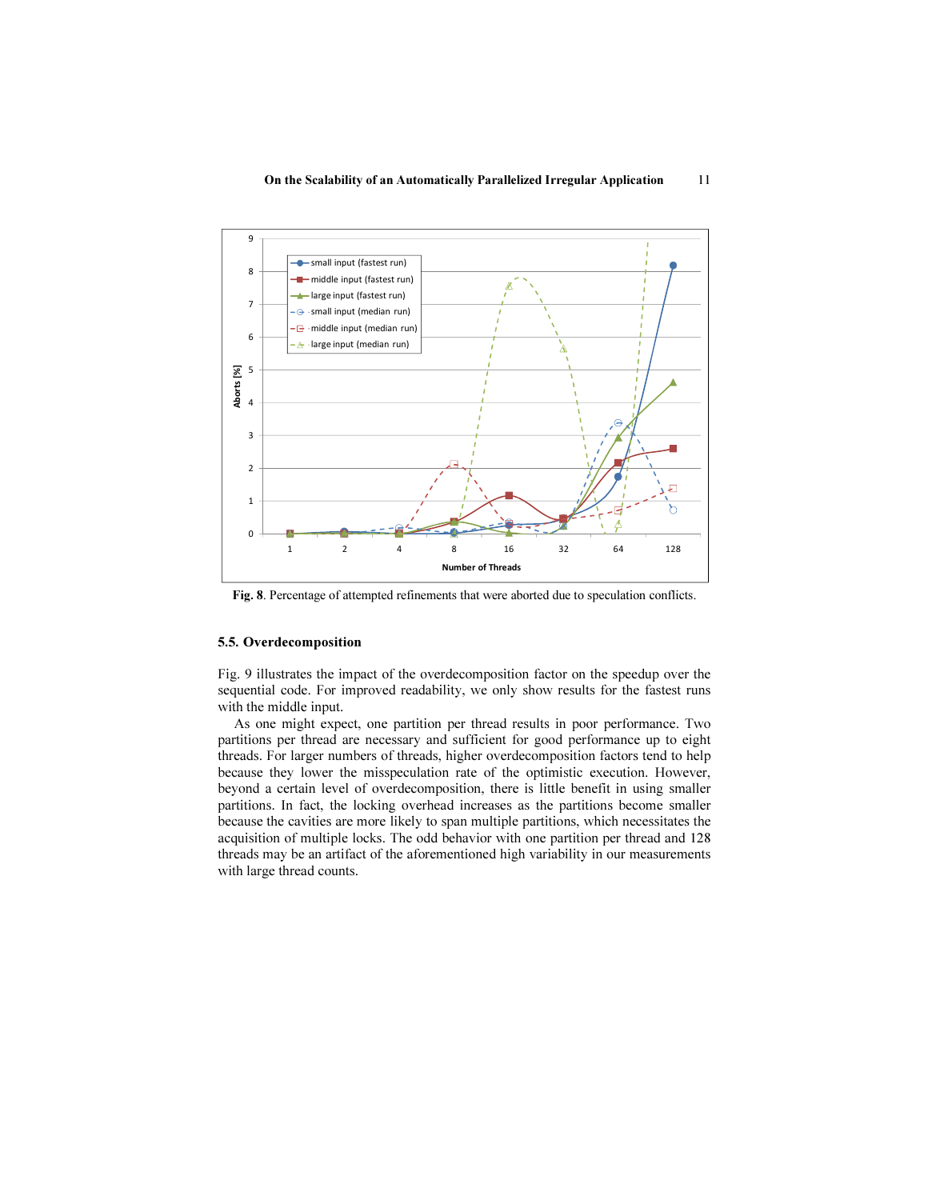Fig. 8. Percentage of attempted refinements that were aborted due to speculation conflicts.

### 5.5. Overdecomposition

Fig. 9 illustrates the impact of the overdecomposition factor on the speedup over the sequential code. For improved readability, we only show results for the fastest runs with the middle input.

As one might expect, one partition per thread results in poor performance. Two partitions per thread are necessary and sufficient for good performance up to eight threads. For larger numbers of threads, higher overdecomposition factors tend to help because they lower the misspeculation rate of the optimistic execution. However, beyond a certain level of overdecomposition, there is little benefit in using smaller partitions. In fact, the locking overhead increases as the partitions become smaller because the cavities are more likely to span multiple partitions, which necessitates the acquisition of multiple locks. The odd behavior with one partition per thread and 128 threads may be an artifact of the aforementioned high variability in our measurements with large thread counts.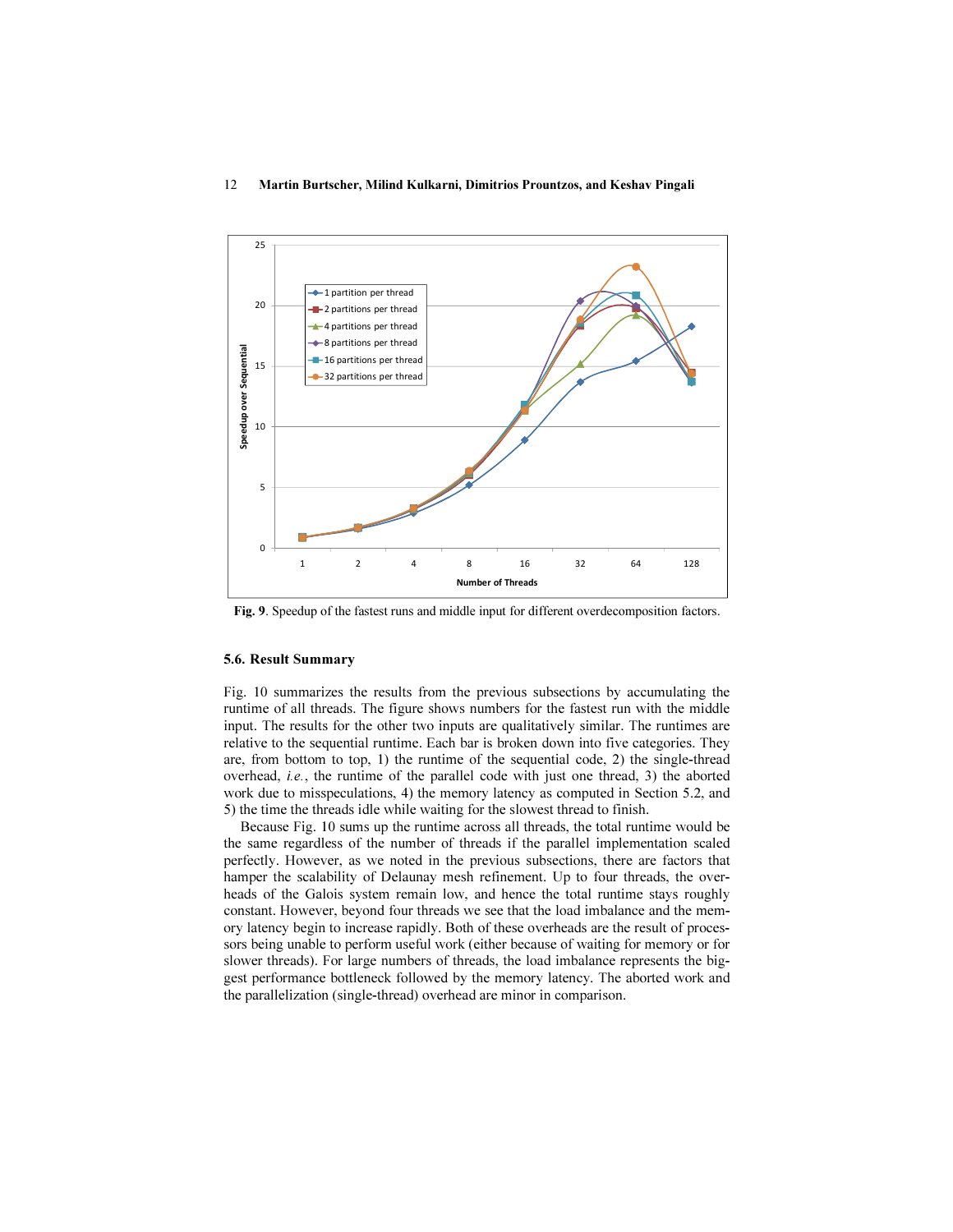**Fig. 9**. Speedup of the fastest runs and middle input for different overdecomposition factors.

### 5.6. Result Summary

Fig. 10 summarizes the results from the previous subsections by accumulating the runtime of all threads. The figure shows numbers for the fastest run with the middle input. The results for the other two inputs are qualitatively similar. The runtimes are relative to the sequential runtime. Each bar is broken down into five categories. They are, from bottom to top, 1) the runtime of the sequential code, 2) the single-thread overhead, *i.e.*, the runtime of the parallel code with just one thread, 3) the aborted work due to misspeculations, 4) the memory latency as computed in Section 5.2, and 5) the time the threads idle while waiting for the slowest thread to finish.

Because Fig. 10 sums up the runtime across all threads, the total runtime would be the same regardless of the number of threads if the parallel implementation scaled perfectly. However, as we noted in the previous subsections, there are factors that hamper the scalability of Delaunay mesh refinement. Up to four threads, the overheads of the Galois system remain low, and hence the total runtime stays roughly constant. However, beyond four threads we see that the load imbalance and the memory latency begin to increase rapidly. Both of these overheads are the result of processors being unable to perform useful work (either because of waiting for memory or for slower threads). For large numbers of threads, the load imbalance represents the biggest performance bottleneck followed by the memory latency. The aborted work and the parallelization (single-thread) overhead are minor in comparison.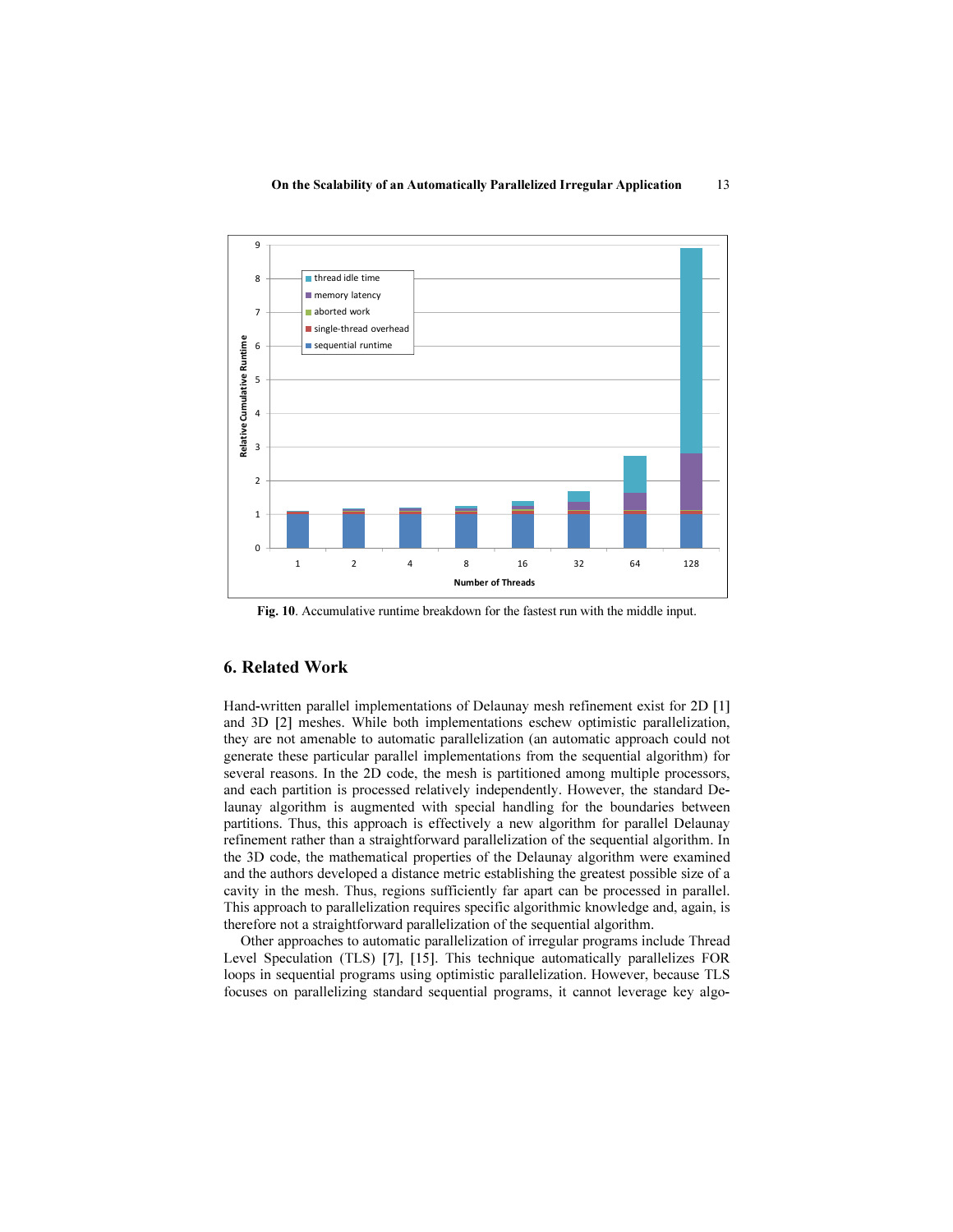**Fig. 10**. Accumulative runtime breakdown for the fastest run with the middle input.

## 6. Related Work

Hand-written parallel implementations of Delaunay mesh refinement exist for 2D [1] and 3D [2] meshes. While both implementations eschew optimistic parallelization, they are not amenable to automatic parallelization (an automatic approach could not generate these particular parallel implementations from the sequential algorithm) for several reasons. In the 2D code, the mesh is partitioned among multiple processors, and each partition is processed relatively independently. However, the standard Delaunay algorithm is augmented with special handling for the boundaries between partitions. Thus, this approach is effectively a new algorithm for parallel Delaunay refinement rather than a straightforward parallelization of the sequential algorithm. In the 3D code, the mathematical properties of the Delaunay algorithm were examined and the authors developed a distance metric establishing the greatest possible size of a cavity in the mesh. Thus, regions sufficiently far apart can be processed in parallel. This approach to parallelization requires specific algorithmic knowledge and, again, is therefore not a straightforward parallelization of the sequential algorithm.

Other approaches to automatic parallelization of irregular programs include Thread Level Speculation (TLS) [7], [15]. This technique automatically parallelizes FOR loops in sequential programs using optimistic parallelization. However, because TLS focuses on parallelizing standard sequential programs, it cannot leverage key algo-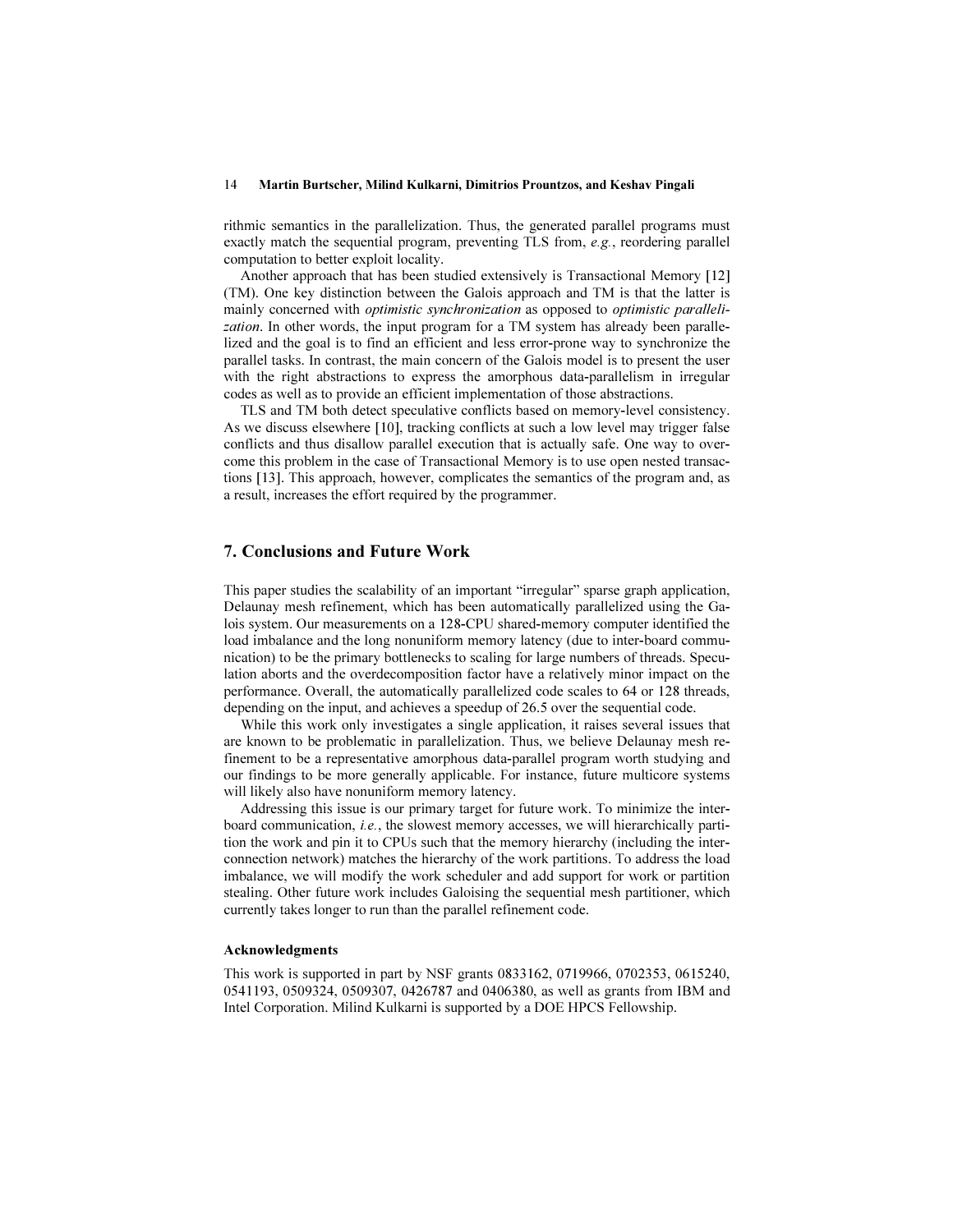rithmic semantics in the parallelization. Thus, the generated parallel programs must exactly match the sequential program, preventing TLS from, *e.g.*, reordering parallel computation to better exploit locality.

Another approach that has been studied extensively is Transactional Memory [12] (TM). One key distinction between the Galois approach and TM is that the latter is mainly concerned with *optimistic synchronization* as opposed to *optimistic parallelization*. In other words, the input program for a TM system has already been parallelized and the goal is to find an efficient and less error-prone way to synchronize the parallel tasks. In contrast, the main concern of the Galois model is to present the user with the right abstractions to express the amorphous data-parallelism in irregular codes as well as to provide an efficient implementation of those abstractions.

TLS and TM both detect speculative conflicts based on memory-level consistency. As we discuss elsewhere [10], tracking conflicts at such a low level may trigger false conflicts and thus disallow parallel execution that is actually safe. One way to overcome this problem in the case of Transactional Memory is to use open nested transactions [13]. This approach, however, complicates the semantics of the program and, as a result, increases the effort required by the programmer.

## 7. Conclusions and Future Work

This paper studies the scalability of an important "irregular" sparse graph application, Delaunay mesh refinement, which has been automatically parallelized using the Galois system. Our measurements on a 128-CPU shared-memory computer identified the load imbalance and the long nonuniform memory latency (due to inter-board communication) to be the primary bottlenecks to scaling for large numbers of threads. Speculation aborts and the overdecomposition factor have a relatively minor impact on the performance. Overall, the automatically parallelized code scales to 64 or 128 threads, depending on the input, and achieves a speedup of 26.5 over the sequential code.

While this work only investigates a single application, it raises several issues that are known to be problematic in parallelization. Thus, we believe Delaunay mesh refinement to be a representative amorphous data-parallel program worth studying and our findings to be more generally applicable. For instance, future multicore systems will likely also have nonuniform memory latency.

Addressing this issue is our primary target for future work. To minimize the inter-board communication, *i.e.*, the slowest memory accesses, we will hierarchically partition the work and pin it to CPUs such that the memory hierarchy (including the interconnection network) matches the hierarchy of the work partitions. To address the load imbalance, we will modify the work scheduler and add support for work or partition stealing. Other future work includes Galoising the sequential mesh partitioner, which currently takes longer to run than the parallel refinement code.

#### Acknowledgments

This work is supported in part by NSF grants 0833162, 0719966, 0702353, 0615240, 0541193, 0509324, 0509307, 0426787 and 0406380, as well as grants from IBM and Intel Corporation. Milind Kulkarni is supported by a DOE HPCS Fellowship.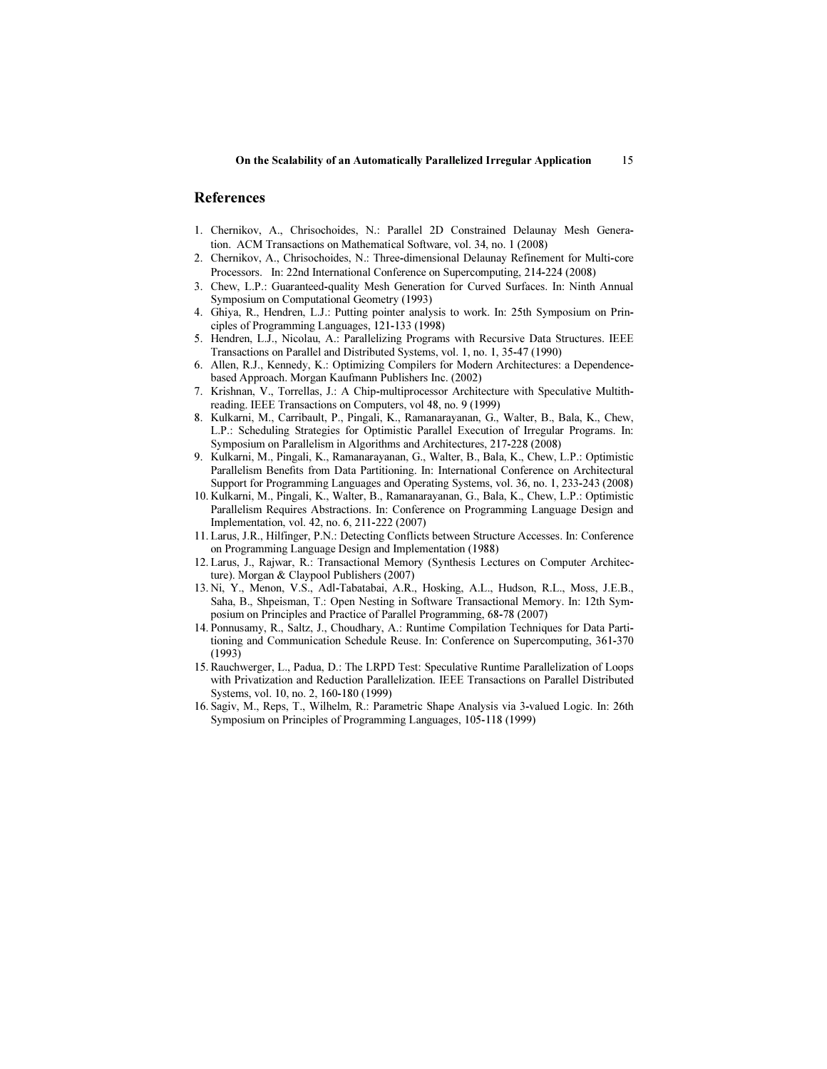## References

1. Chernikov, A., Chrisochoides, N.: Parallel 2D Constrained Delaunay Mesh Generation. ACM Transactions on Mathematical Software, vol. 34, no. 1 (2008)
2. Chernikov, A., Chrisochoides, N.: Three-dimensional Delaunay Refinement for Multi-core Processors. In: 22nd International Conference on Supercomputing, 214-224 (2008)
3. Chew, L.P.: Guaranteed-quality Mesh Generation for Curved Surfaces. In: Ninth Annual Symposium on Computational Geometry (1993)
4. Ghiya, R., Hendren, L.J.: Putting pointer analysis to work. In: 25th Symposium on Principles of Programming Languages, 121-133 (1998)
5. Hendren, L.J., Nicolau, A.: Parallelizing Programs with Recursive Data Structures. IEEE Transactions on Parallel and Distributed Systems, vol. 1, no. 1, 35-47 (1990)
6. Allen, R.J., Kennedy, K.: Optimizing Compilers for Modern Architectures: a Dependence-based Approach. Morgan Kaufmann Publishers Inc. (2002)
7. Krishnan, V., Torrellas, J.: A Chip-multiprocessor Architecture with Speculative Multithreading. IEEE Transactions on Computers, vol 48, no. 9 (1999)
8. Kulkarni, M., Carribault, P., Pingali, K., Ramanarayanan, G., Walter, B., Bala, K., Chew, L.P.: Scheduling Strategies for Optimistic Parallel Execution of Irregular Programs. In: Symposium on Parallelism in Algorithms and Architectures, 217-228 (2008)
9. Kulkarni, M., Pingali, K., Ramanarayanan, G., Walter, B., Bala, K., Chew, L.P.: Optimistic Parallelism Benefits from Data Partitioning. In: International Conference on Architectural Support for Programming Languages and Operating Systems, vol. 36, no. 1, 233-243 (2008)
10. Kulkarni, M., Pingali, K., Walter, B., Ramanarayanan, G., Bala, K., Chew, L.P.: Optimistic Parallelism Requires Abstractions. In: Conference on Programming Language Design and Implementation, vol. 42, no. 6, 211-222 (2007)
11. Larus, J.R., Hilfinger, P.N.: Detecting Conflicts between Structure Accesses. In: Conference on Programming Language Design and Implementation (1988)
12. Larus, J., Rajwar, R.: Transactional Memory (Synthesis Lectures on Computer Architecture). Morgan & Claypool Publishers (2007)
13. Ni, Y., Menon, V.S., Adl-Tabatabai, A.R., Hosking, A.L., Hudson, R.L., Moss, J.E.B., Saha, B., Shpeisman, T.: Open Nesting in Software Transactional Memory. In: 12th Symposium on Principles and Practice of Parallel Programming, 68-78 (2007)
14. Ponnusamy, R., Saltz, J., Choudhary, A.: Runtime Compilation Techniques for Data Partitioning and Communication Schedule Reuse. In: Conference on Supercomputing, 361-370 (1993)
15. Rauchwerger, L., Padua, D.: The LRPD Test: Speculative Runtime Parallelization of Loops with Privatization and Reduction Parallelization. IEEE Transactions on Parallel Distributed Systems, vol. 10, no. 2, 160-180 (1999)
16. Sagiv, M., Reps, T., Wilhelm, R.: Parametric Shape Analysis via 3-valued Logic. In: 26th Symposium on Principles of Programming Languages, 105-118 (1999)